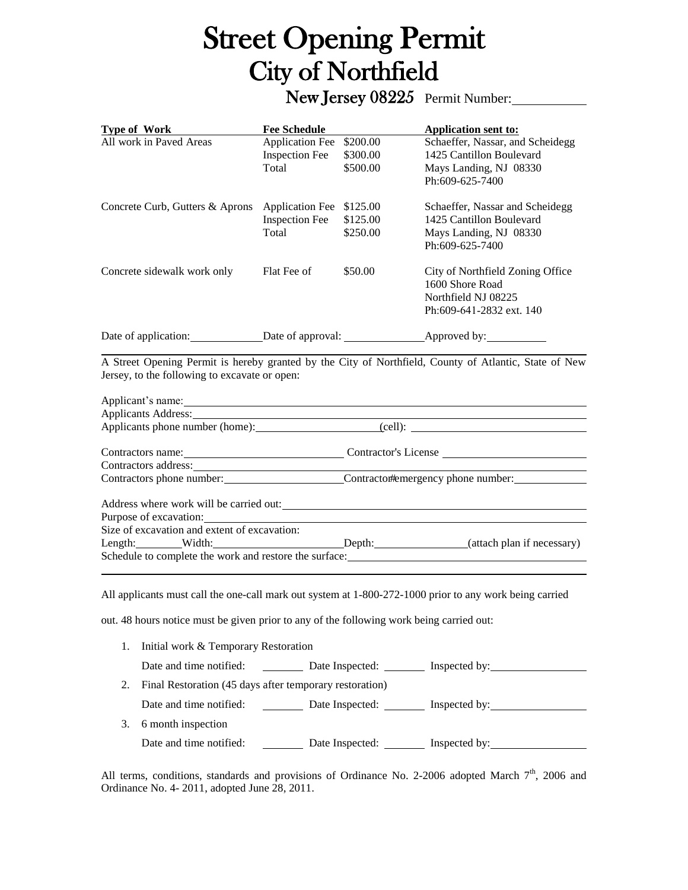# Street Opening Permit
# City of Northfield

## New Jersey 08225 Permit Number:\_\_\_\_\_\_\_\_\_\_

| Type of Work | Fee Schedule | | Application sent to: |
|---|---|---|---|
| All work in Paved Areas | Application Fee | $200.00 | Schaeffer, Nassar, and Scheidegg |
| | Inspection Fee | $300.00 | 1425 Cantillon Boulevard |
| | Total | $500.00 | Mays Landing, NJ 08330 |
| | | | Ph:609-625-7400 |
| Concrete Curb, Gutters & Aprons | Application Fee | $125.00 | Schaeffer, Nassar and Scheidegg |
| | Inspection Fee | $125.00 | 1425 Cantillon Boulevard |
| | Total | $250.00 | Mays Landing, NJ 08330 |
| | | | Ph:609-625-7400 |
| Concrete sidewalk work only | Flat Fee of | $50.00 | City of Northfield Zoning Office |
| | | | 1600 Shore Road |
| | | | Northfield NJ 08225 |
| | | | Ph:609-641-2832 ext. 140 |

Date of application:\_\_\_\_\_\_\_\_\_\_ Date of approval: \_\_\_\_\_\_\_\_\_\_ Approved by:\_\_\_\_\_\_\_\_\_\_

---

A Street Opening Permit is hereby granted by the City of Northfield, County of Atlantic, State of New Jersey, to the following to excavate or open:

Applicant's name:\_\_\_\_\_\_\_\_\_\_\_\_\_\_\_\_\_\_\_\_

Applicants Address:\_\_\_\_\_\_\_\_\_\_\_\_\_\_\_\_\_\_\_\_

Applicants phone number (home):\_\_\_\_\_\_\_\_\_\_\_\_\_\_\_\_\_\_\_\_ (cell): \_\_\_\_\_\_\_\_\_\_\_\_\_\_\_\_\_\_\_\_

Contractors name:\_\_\_\_\_\_\_\_\_\_\_\_\_\_\_\_\_\_\_\_ Contractor's License \_\_\_\_\_\_\_\_\_\_\_\_\_\_\_\_\_\_\_\_

Contractors address:\_\_\_\_\_\_\_\_\_\_\_\_\_\_\_\_\_\_\_\_

Contractors phone number:\_\_\_\_\_\_\_\_\_\_\_\_\_\_\_\_\_\_\_\_ Contractor# emergency phone number:\_\_\_\_\_\_\_\_\_\_

Address where work will be carried out:\_\_\_\_\_\_\_\_\_\_\_\_\_\_\_\_\_\_\_\_

Purpose of excavation:\_\_\_\_\_\_\_\_\_\_\_\_\_\_\_\_\_\_\_\_

Size of excavation and extent of excavation:

Length:\_\_\_\_\_\_\_\_ Width:\_\_\_\_\_\_\_\_\_\_\_\_\_\_\_\_\_\_\_\_ Depth:\_\_\_\_\_\_\_\_\_\_\_\_\_\_\_\_ (attach plan if necessary)

Schedule to complete the work and restore the surface:\_\_\_\_\_\_\_\_\_\_\_\_\_\_\_\_\_\_\_\_

---

All applicants must call the one-call mark out system at 1-800-272-1000 prior to any work being carried out. 48 hours notice must be given prior to any of the following work being carried out:

1. Initial work & Temporary Restoration

   Date and time notified: \_\_\_\_\_\_\_\_ Date Inspected: \_\_\_\_\_\_\_\_ Inspected by:\_\_\_\_\_\_\_\_\_\_\_\_\_\_\_\_

2. Final Restoration (45 days after temporary restoration)

   Date and time notified: \_\_\_\_\_\_\_\_ Date Inspected: \_\_\_\_\_\_\_\_ Inspected by:\_\_\_\_\_\_\_\_\_\_\_\_\_\_\_\_

3. 6 month inspection

   Date and time notified: \_\_\_\_\_\_\_\_ Date Inspected: \_\_\_\_\_\_\_\_ Inspected by:\_\_\_\_\_\_\_\_\_\_\_\_\_\_\_\_

All terms, conditions, standards and provisions of Ordinance No. 2-2006 adopted March 7th, 2006 and Ordinance No. 4- 2011, adopted June 28, 2011.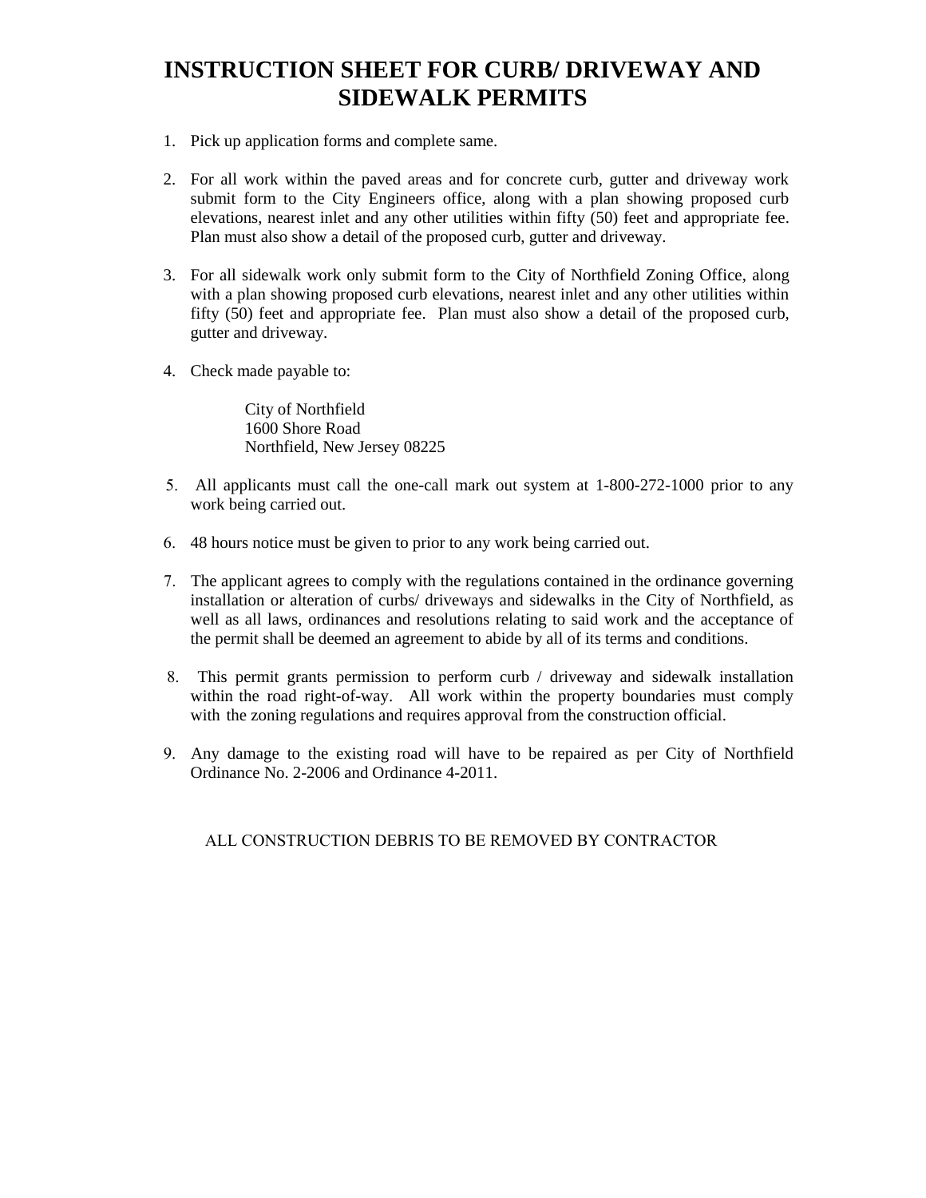# INSTRUCTION SHEET FOR CURB/ DRIVEWAY AND SIDEWALK PERMITS

1. Pick up application forms and complete same.

2. For all work within the paved areas and for concrete curb, gutter and driveway work submit form to the City Engineers office, along with a plan showing proposed curb elevations, nearest inlet and any other utilities within fifty (50) feet and appropriate fee. Plan must also show a detail of the proposed curb, gutter and driveway.

3. For all sidewalk work only submit form to the City of Northfield Zoning Office, along with a plan showing proposed curb elevations, nearest inlet and any other utilities within fifty (50) feet and appropriate fee. Plan must also show a detail of the proposed curb, gutter and driveway.

4. Check made payable to:

   City of Northfield
   1600 Shore Road
   Northfield, New Jersey 08225

5. All applicants must call the one-call mark out system at 1-800-272-1000 prior to any work being carried out.

6. 48 hours notice must be given to prior to any work being carried out.

7. The applicant agrees to comply with the regulations contained in the ordinance governing installation or alteration of curbs/ driveways and sidewalks in the City of Northfield, as well as all laws, ordinances and resolutions relating to said work and the acceptance of the permit shall be deemed an agreement to abide by all of its terms and conditions.

8. This permit grants permission to perform curb / driveway and sidewalk installation within the road right-of-way. All work within the property boundaries must comply with the zoning regulations and requires approval from the construction official.

9. Any damage to the existing road will have to be repaired as per City of Northfield Ordinance No. 2-2006 and Ordinance 4-2011.

ALL CONSTRUCTION DEBRIS TO BE REMOVED BY CONTRACTOR